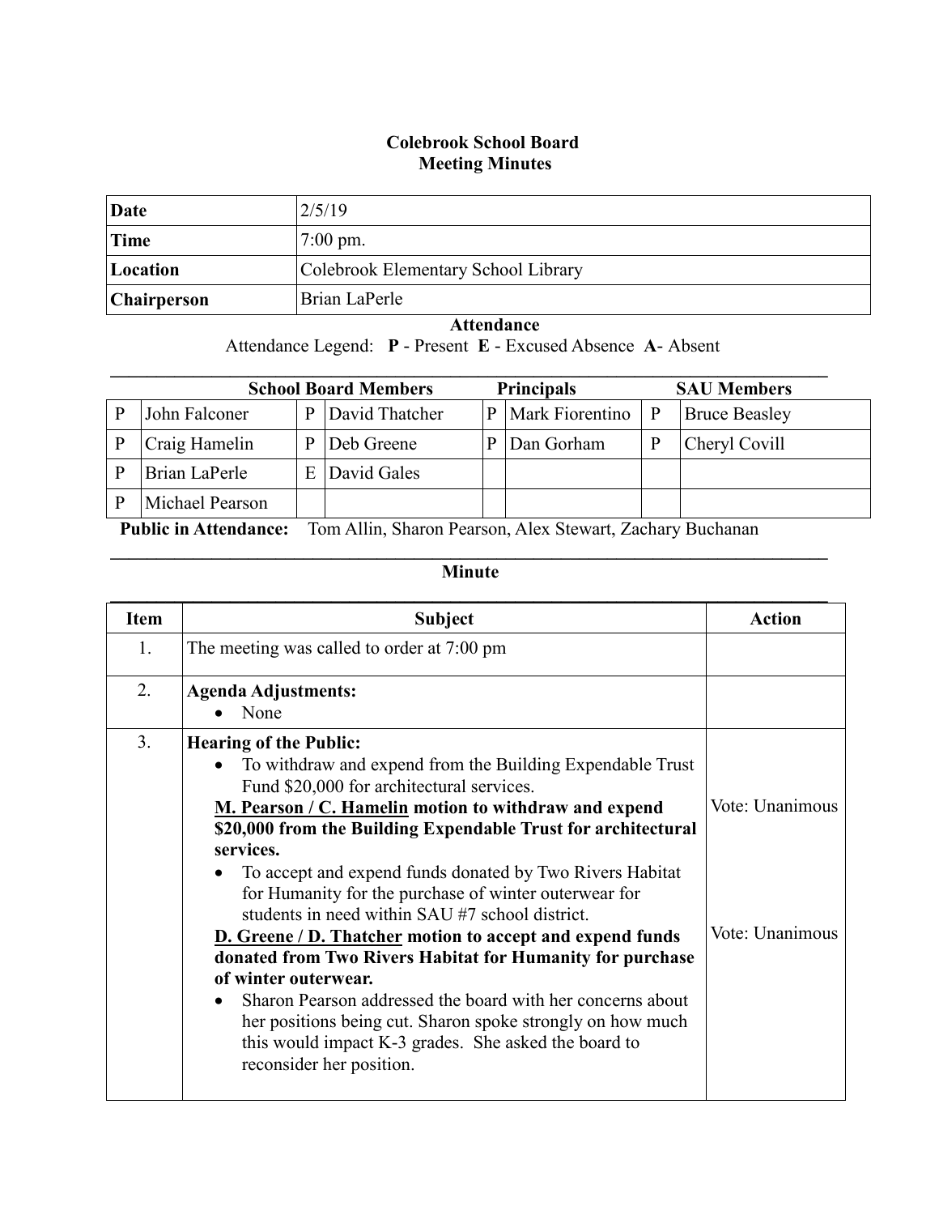# Colebrook School Board
## Meeting Minutes

| | |
|---|---|
| **Date** | 2/5/19 |
| **Time** | 7:00 pm. |
| **Location** | Colebrook Elementary School Library |
| **Chairperson** | Brian LaPerle |

### Attendance

Attendance Legend: **P** - Present **E** - Excused Absence **A**- Absent

| School Board Members | | | | Principals | | SAU Members | |
|---|---|---|---|---|---|---|---|
| P | John Falconer | P | David Thatcher | P | Mark Fiorentino | P | Bruce Beasley |
| P | Craig Hamelin | P | Deb Greene | P | Dan Gorham | P | Cheryl Covill |
| P | Brian LaPerle | E | David Gales | | | | |
| P | Michael Pearson | | | | | | |

**Public in Attendance:** Tom Allin, Sharon Pearson, Alex Stewart, Zachary Buchanan

### Minute

| Item | Subject | Action |
|---|---|---|
| 1. | The meeting was called to order at 7:00 pm | |
| 2. | **Agenda Adjustments:**<br>• None | |
| 3. | **Hearing of the Public:**<br>• To withdraw and expend from the Building Expendable Trust Fund $20,000 for architectural services.<br>**M. Pearson / C. Hamelin motion to withdraw and expend $20,000 from the Building Expendable Trust for architectural services.**<br>• To accept and expend funds donated by Two Rivers Habitat for Humanity for the purchase of winter outerwear for students in need within SAU #7 school district.<br>**D. Greene / D. Thatcher motion to accept and expend funds donated from Two Rivers Habitat for Humanity for purchase of winter outerwear.**<br>• Sharon Pearson addressed the board with her concerns about her positions being cut. Sharon spoke strongly on how much this would impact K-3 grades. She asked the board to reconsider her position. | Vote: Unanimous<br><br>Vote: Unanimous |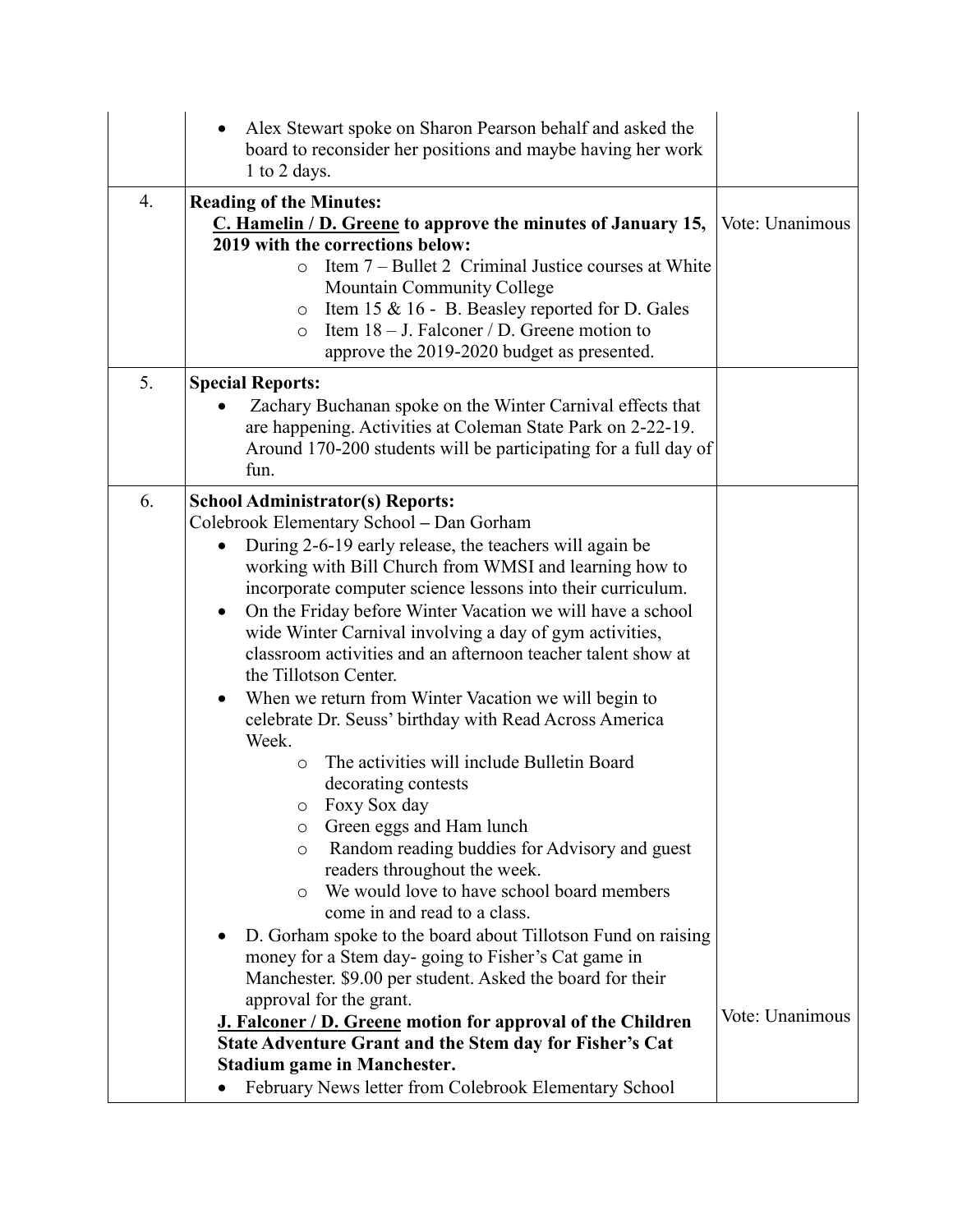| | | |
|---|---|---|
| | • Alex Stewart spoke on Sharon Pearson behalf and asked the board to reconsider her positions and maybe having her work 1 to 2 days. | |
| 4. | **Reading of the Minutes:**<br>**<u>C. Hamelin / D. Greene</u> to approve the minutes of January 15, 2019 with the corrections below:**<br>○ Item 7 – Bullet 2 Criminal Justice courses at White Mountain Community College<br>○ Item 15 & 16 - B. Beasley reported for D. Gales<br>○ Item 18 – J. Falconer / D. Greene motion to approve the 2019-2020 budget as presented. | Vote: Unanimous |
| 5. | **Special Reports:**<br>• Zachary Buchanan spoke on the Winter Carnival effects that are happening. Activities at Coleman State Park on 2-22-19. Around 170-200 students will be participating for a full day of fun. | |
| 6. | **School Administrator(s) Reports:**<br>Colebrook Elementary School – Dan Gorham<br>• During 2-6-19 early release, the teachers will again be working with Bill Church from WMSI and learning how to incorporate computer science lessons into their curriculum.<br>• On the Friday before Winter Vacation we will have a school wide Winter Carnival involving a day of gym activities, classroom activities and an afternoon teacher talent show at the Tillotson Center.<br>• When we return from Winter Vacation we will begin to celebrate Dr. Seuss' birthday with Read Across America Week.<br>○ The activities will include Bulletin Board decorating contests<br>○ Foxy Sox day<br>○ Green eggs and Ham lunch<br>○ Random reading buddies for Advisory and guest readers throughout the week.<br>○ We would love to have school board members come in and read to a class.<br>• D. Gorham spoke to the board about Tillotson Fund on raising money for a Stem day- going to Fisher's Cat game in Manchester. $9.00 per student. Asked the board for their approval for the grant.<br>**<u>J. Falconer / D. Greene</u> motion for approval of the Children State Adventure Grant and the Stem day for Fisher's Cat Stadium game in Manchester.**<br>• February News letter from Colebrook Elementary School | Vote: Unanimous |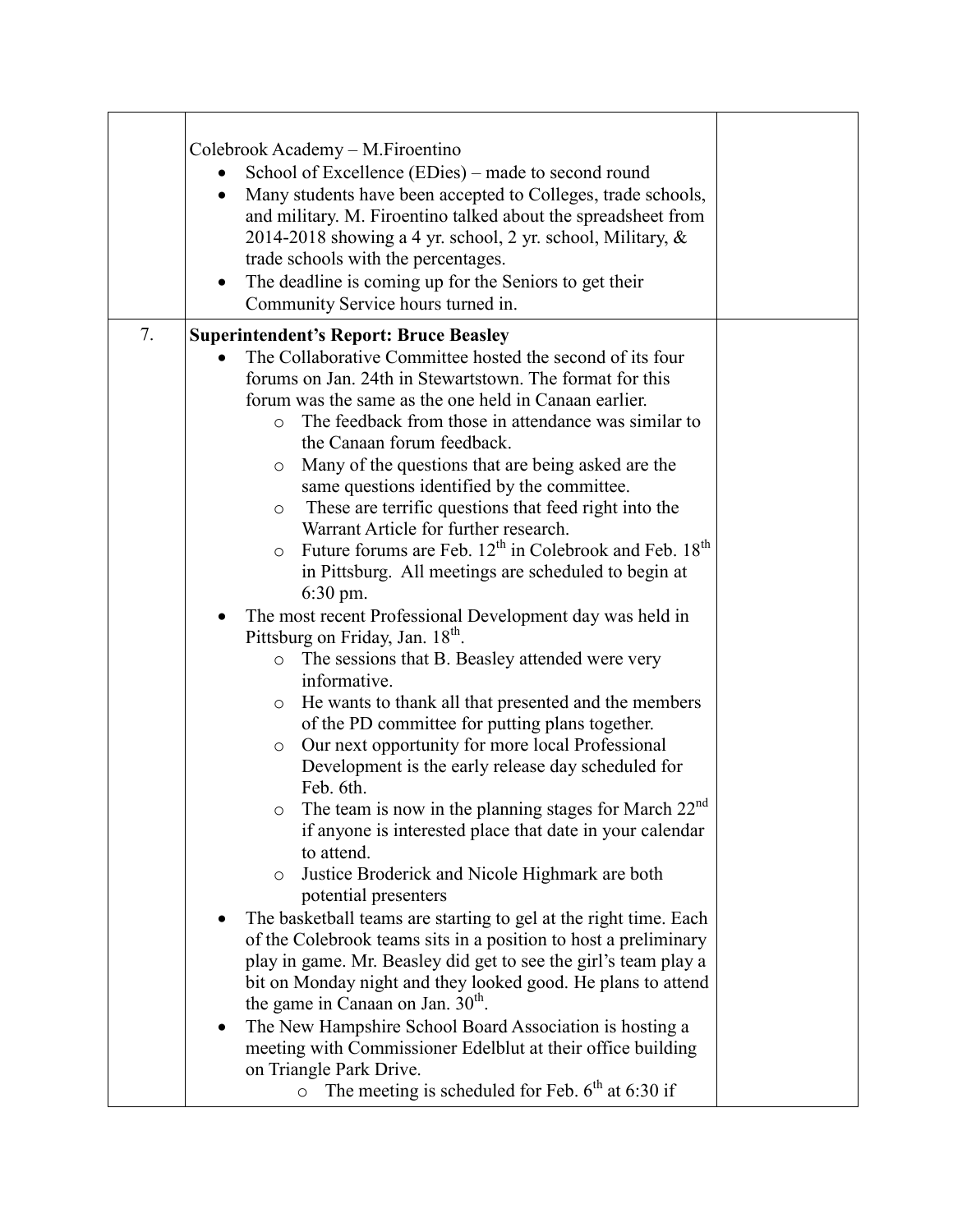| | | |
|---|---|---|
| | Colebrook Academy – M.Firoentino<br>• School of Excellence (EDies) – made to second round<br>• Many students have been accepted to Colleges, trade schools, and military. M. Firoentino talked about the spreadsheet from 2014-2018 showing a 4 yr. school, 2 yr. school, Military, & trade schools with the percentages.<br>• The deadline is coming up for the Seniors to get their Community Service hours turned in. | |
| 7. | **Superintendent's Report: Bruce Beasley**<br>• The Collaborative Committee hosted the second of its four forums on Jan. 24th in Stewartstown. The format for this forum was the same as the one held in Canaan earlier.<br>  ○ The feedback from those in attendance was similar to the Canaan forum feedback.<br>  ○ Many of the questions that are being asked are the same questions identified by the committee.<br>  ○ These are terrific questions that feed right into the Warrant Article for further research.<br>  ○ Future forums are Feb. 12th in Colebrook and Feb. 18th in Pittsburg. All meetings are scheduled to begin at 6:30 pm.<br>• The most recent Professional Development day was held in Pittsburg on Friday, Jan. 18th.<br>  ○ The sessions that B. Beasley attended were very informative.<br>  ○ He wants to thank all that presented and the members of the PD committee for putting plans together.<br>  ○ Our next opportunity for more local Professional Development is the early release day scheduled for Feb. 6th.<br>  ○ The team is now in the planning stages for March 22nd if anyone is interested place that date in your calendar to attend.<br>  ○ Justice Broderick and Nicole Highmark are both potential presenters<br>• The basketball teams are starting to gel at the right time. Each of the Colebrook teams sits in a position to host a preliminary play in game. Mr. Beasley did get to see the girl's team play a bit on Monday night and they looked good. He plans to attend the game in Canaan on Jan. 30th.<br>• The New Hampshire School Board Association is hosting a meeting with Commissioner Edelblut at their office building on Triangle Park Drive.<br>  ○ The meeting is scheduled for Feb. 6th at 6:30 if | |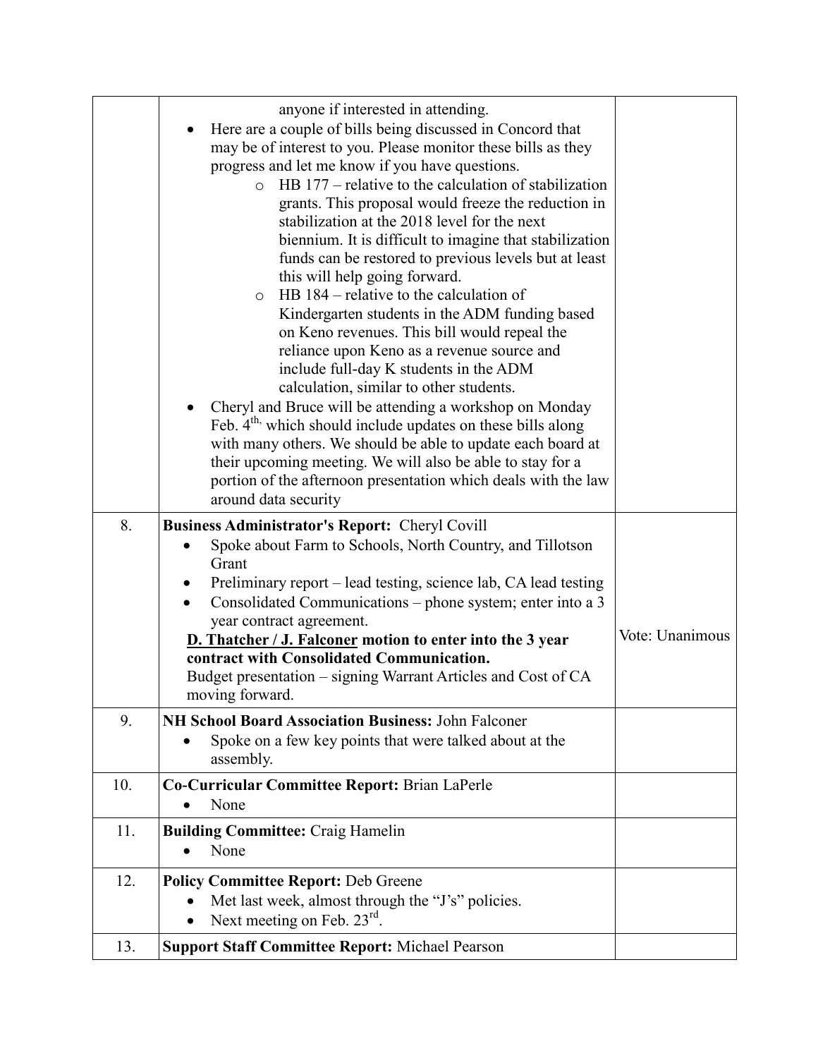| | | |
|---|---|---|
| | anyone if interested in attending.<br>• Here are a couple of bills being discussed in Concord that may be of interest to you. Please monitor these bills as they progress and let me know if you have questions.<br>  o HB 177 – relative to the calculation of stabilization grants. This proposal would freeze the reduction in stabilization at the 2018 level for the next biennium. It is difficult to imagine that stabilization funds can be restored to previous levels but at least this will help going forward.<br>  o HB 184 – relative to the calculation of Kindergarten students in the ADM funding based on Keno revenues. This bill would repeal the reliance upon Keno as a revenue source and include full-day K students in the ADM calculation, similar to other students.<br>• Cheryl and Bruce will be attending a workshop on Monday Feb. 4th, which should include updates on these bills along with many others. We should be able to update each board at their upcoming meeting. We will also be able to stay for a portion of the afternoon presentation which deals with the law around data security | |
| 8. | **Business Administrator's Report:** Cheryl Covill<br>• Spoke about Farm to Schools, North Country, and Tillotson Grant<br>• Preliminary report – lead testing, science lab, CA lead testing<br>• Consolidated Communications – phone system; enter into a 3 year contract agreement.<br>**<u>D. Thatcher / J. Falconer</u> motion to enter into the 3 year contract with Consolidated Communication.**<br>Budget presentation – signing Warrant Articles and Cost of CA moving forward. | Vote: Unanimous |
| 9. | **NH School Board Association Business:** John Falconer<br>• Spoke on a few key points that were talked about at the assembly. | |
| 10. | **Co-Curricular Committee Report:** Brian LaPerle<br>• None | |
| 11. | **Building Committee:** Craig Hamelin<br>• None | |
| 12. | **Policy Committee Report:** Deb Greene<br>• Met last week, almost through the "J's" policies.<br>• Next meeting on Feb. 23rd. | |
| 13. | **Support Staff Committee Report:** Michael Pearson | |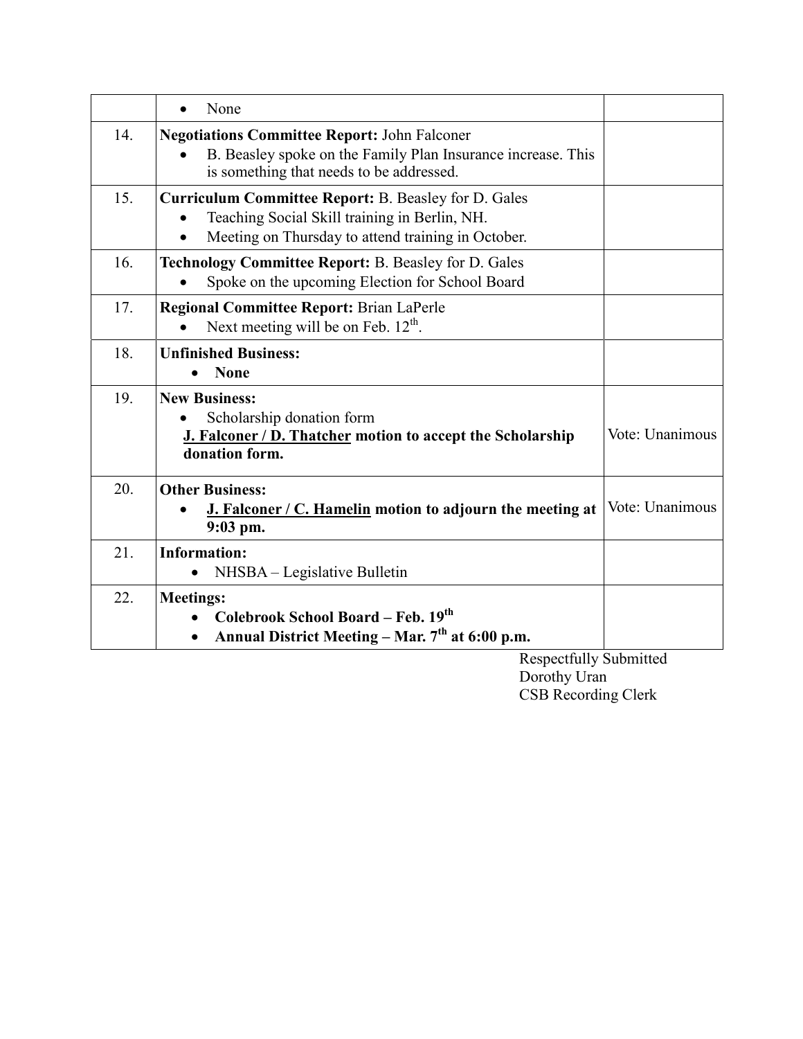| | | |
|---|---|---|
| | • None | |
| 14. | **Negotiations Committee Report:** John Falconer<br>• B. Beasley spoke on the Family Plan Insurance increase. This is something that needs to be addressed. | |
| 15. | **Curriculum Committee Report:** B. Beasley for D. Gales<br>• Teaching Social Skill training in Berlin, NH.<br>• Meeting on Thursday to attend training in October. | |
| 16. | **Technology Committee Report:** B. Beasley for D. Gales<br>• Spoke on the upcoming Election for School Board | |
| 17. | **Regional Committee Report:** Brian LaPerle<br>• Next meeting will be on Feb. 12th. | |
| 18. | **Unfinished Business:**<br>• **None** | |
| 19. | **New Business:**<br>• Scholarship donation form<br>**J. Falconer / D. Thatcher motion to accept the Scholarship donation form.** | Vote: Unanimous |
| 20. | **Other Business:**<br>• **J. Falconer / C. Hamelin motion to adjourn the meeting at 9:03 pm.** | Vote: Unanimous |
| 21. | **Information:**<br>• NHSBA – Legislative Bulletin | |
| 22. | **Meetings:**<br>• **Colebrook School Board – Feb. 19th**<br>• **Annual District Meeting – Mar. 7th at 6:00 p.m.** | |

Respectfully Submitted
Dorothy Uran
CSB Recording Clerk